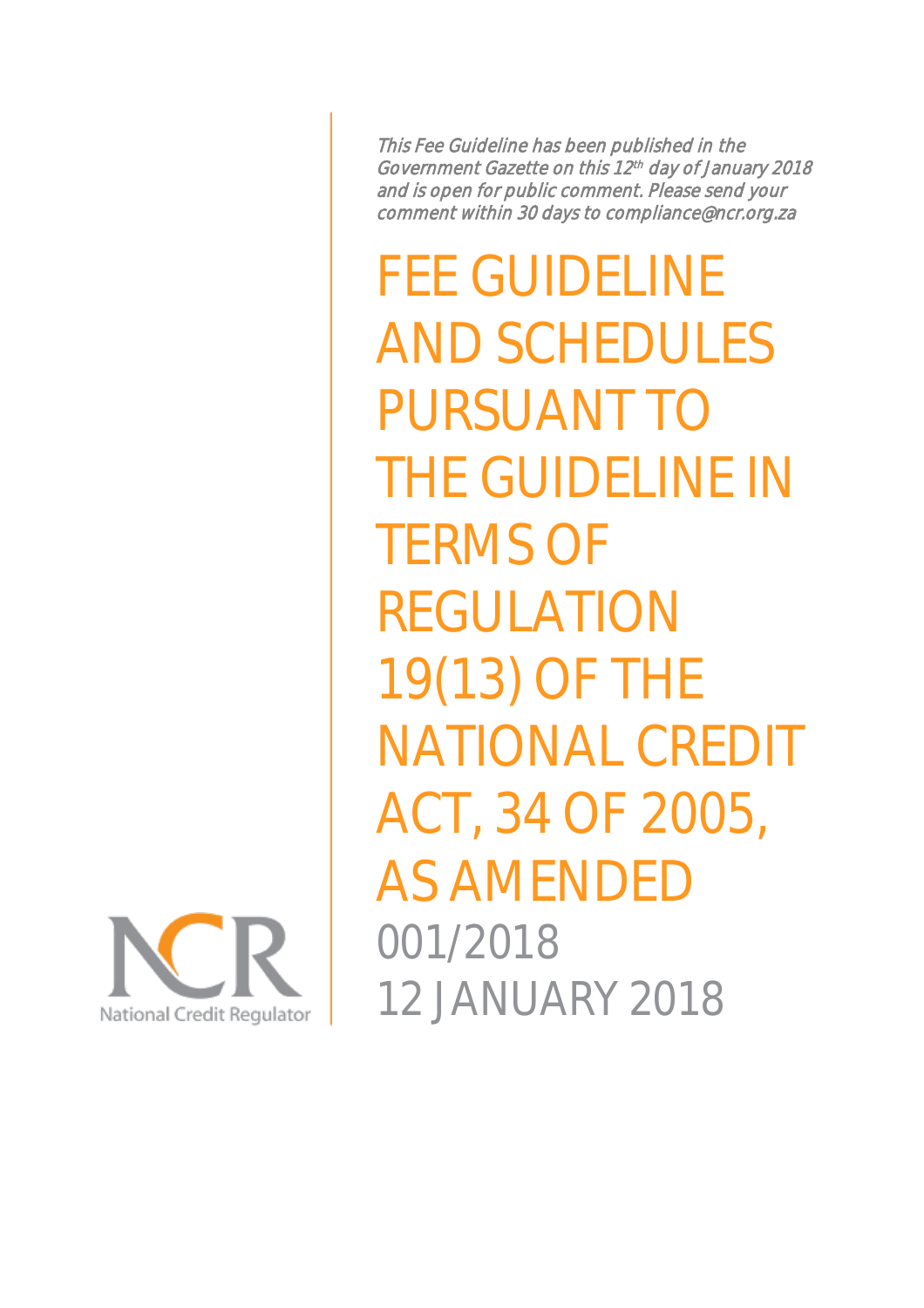*This Fee Guideline has been published in the Government Gazette on this 12th day of January 2018 and is open for public comment. Please send your comment within 30 days to compliance@ncr.org.za*

# FEE GUIDELINE AND SCHEDULES PURSUANT TO THE GUIDELINE IN TERMS OF REGULATION 19(13) OF THE NATIONAL CREDIT ACT, 34 OF 2005, AS AMENDED

001/2018

12 JANUARY 2018

National Credit Regulator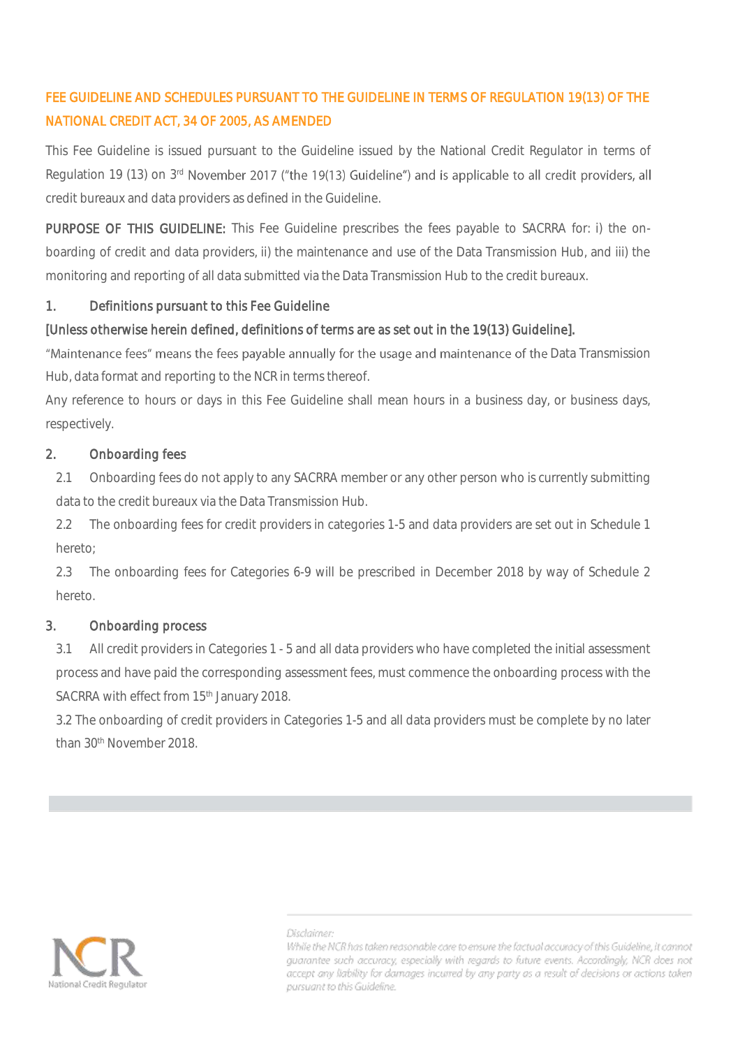## FEE GUIDELINE AND SCHEDULES PURSUANT TO THE GUIDELINE IN TERMS OF REGULATION 19(13) OF THE NATIONAL CREDIT ACT, 34 OF 2005, AS AMENDED

This Fee Guideline is issued pursuant to the Guideline issued by the National Credit Regulator in terms of Regulation 19 (13) on 3rd November 2017 ("the 19(13) Guideline") and is applicable to all credit providers, all credit bureaux and data providers as defined in the Guideline.

**PURPOSE OF THIS GUIDELINE:** This Fee Guideline prescribes the fees payable to SACRRA for: i) the on-boarding of credit and data providers, ii) the maintenance and use of the Data Transmission Hub, and iii) the monitoring and reporting of all data submitted via the Data Transmission Hub to the credit bureaux.

### 1. Definitions pursuant to this Fee Guideline

**[Unless otherwise herein defined, definitions of terms are as set out in the 19(13) Guideline].**

"Maintenance fees" means the fees payable annually for the usage and maintenance of the Data Transmission Hub, data format and reporting to the NCR in terms thereof.

Any reference to hours or days in this Fee Guideline shall mean hours in a business day, or business days, respectively.

### 2. Onboarding fees

2.1 Onboarding fees do not apply to any SACRRA member or any other person who is currently submitting data to the credit bureaux via the Data Transmission Hub.

2.2 The onboarding fees for credit providers in categories 1-5 and data providers are set out in Schedule 1 hereto;

2.3 The onboarding fees for Categories 6-9 will be prescribed in December 2018 by way of Schedule 2 hereto.

### 3. Onboarding process

3.1 All credit providers in Categories 1 - 5 and all data providers who have completed the initial assessment process and have paid the corresponding assessment fees, must commence the onboarding process with the SACRRA with effect from 15th January 2018.

3.2 The onboarding of credit providers in Categories 1-5 and all data providers must be complete by no later than 30th November 2018.

Disclaimer:
While the NCR has taken reasonable care to ensure the factual accuracy of this Guideline, it cannot guarantee such accuracy, especially with regards to future events. Accordingly, NCR does not accept any liability for damages incurred by any party as a result of decisions or actions taken pursuant to this Guideline.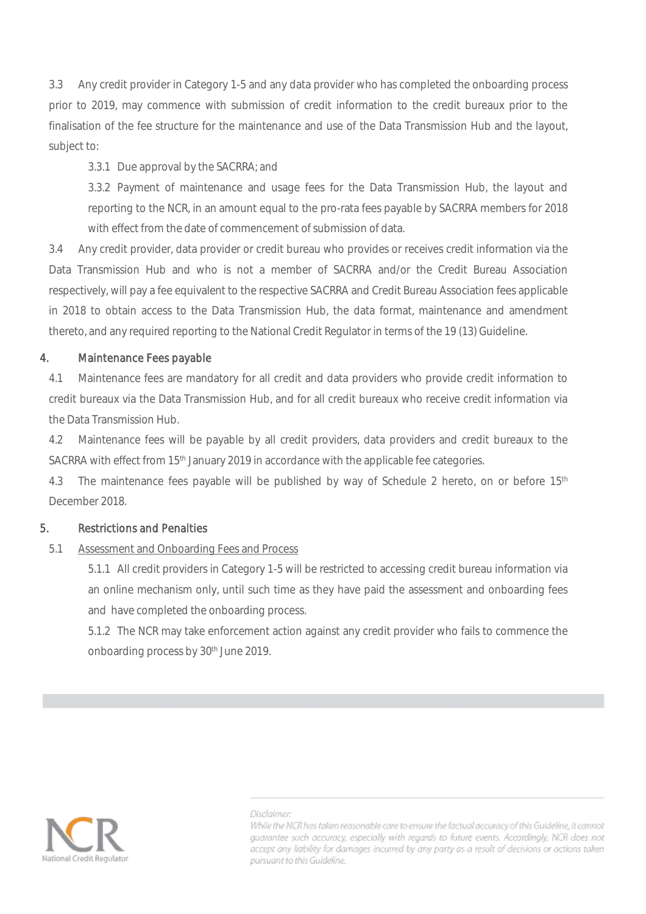3.3 Any credit provider in Category 1-5 and any data provider who has completed the onboarding process prior to 2019, may commence with submission of credit information to the credit bureaux prior to the finalisation of the fee structure for the maintenance and use of the Data Transmission Hub and the layout, subject to:

3.3.1 Due approval by the SACRRA; and

3.3.2 Payment of maintenance and usage fees for the Data Transmission Hub, the layout and reporting to the NCR, in an amount equal to the pro-rata fees payable by SACRRA members for 2018 with effect from the date of commencement of submission of data.

3.4 Any credit provider, data provider or credit bureau who provides or receives credit information via the Data Transmission Hub and who is not a member of SACRRA and/or the Credit Bureau Association respectively, will pay a fee equivalent to the respective SACRRA and Credit Bureau Association fees applicable in 2018 to obtain access to the Data Transmission Hub, the data format, maintenance and amendment thereto, and any required reporting to the National Credit Regulator in terms of the 19 (13) Guideline.

## 4. Maintenance Fees payable

4.1 Maintenance fees are mandatory for all credit and data providers who provide credit information to credit bureaux via the Data Transmission Hub, and for all credit bureaux who receive credit information via the Data Transmission Hub.

4.2 Maintenance fees will be payable by all credit providers, data providers and credit bureaux to the SACRRA with effect from 15th January 2019 in accordance with the applicable fee categories.

4.3 The maintenance fees payable will be published by way of Schedule 2 hereto, on or before 15th December 2018.

## 5. Restrictions and Penalties

5.1 <u>Assessment and Onboarding Fees and Process</u>

5.1.1 All credit providers in Category 1-5 will be restricted to accessing credit bureau information via an online mechanism only, until such time as they have paid the assessment and onboarding fees and have completed the onboarding process.

5.1.2 The NCR may take enforcement action against any credit provider who fails to commence the onboarding process by 30th June 2019.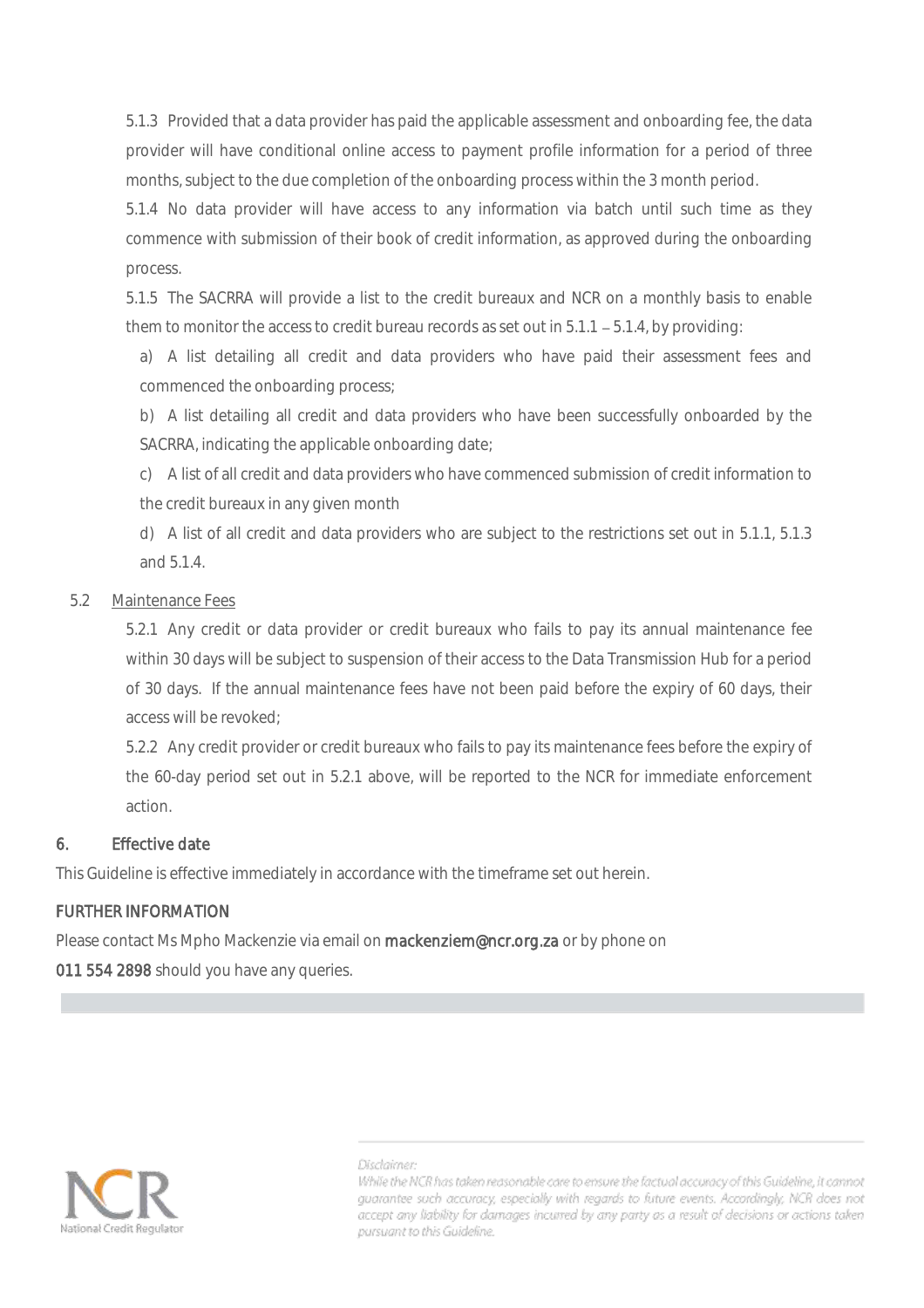5.1.3 Provided that a data provider has paid the applicable assessment and onboarding fee, the data provider will have conditional online access to payment profile information for a period of three months, subject to the due completion of the onboarding process within the 3 month period.

5.1.4 No data provider will have access to any information via batch until such time as they commence with submission of their book of credit information, as approved during the onboarding process.

5.1.5 The SACRRA will provide a list to the credit bureaux and NCR on a monthly basis to enable them to monitor the access to credit bureau records as set out in 5.1.1 – 5.1.4, by providing:

a) A list detailing all credit and data providers who have paid their assessment fees and commenced the onboarding process;

b) A list detailing all credit and data providers who have been successfully onboarded by the SACRRA, indicating the applicable onboarding date;

c) A list of all credit and data providers who have commenced submission of credit information to the credit bureaux in any given month

d) A list of all credit and data providers who are subject to the restrictions set out in 5.1.1, 5.1.3 and 5.1.4.

5.2 Maintenance Fees

5.2.1 Any credit or data provider or credit bureaux who fails to pay its annual maintenance fee within 30 days will be subject to suspension of their access to the Data Transmission Hub for a period of 30 days. If the annual maintenance fees have not been paid before the expiry of 60 days, their access will be revoked;

5.2.2 Any credit provider or credit bureaux who fails to pay its maintenance fees before the expiry of the 60-day period set out in 5.2.1 above, will be reported to the NCR for immediate enforcement action.

## 6. Effective date

This Guideline is effective immediately in accordance with the timeframe set out herein.

## FURTHER INFORMATION

Please contact Ms Mpho Mackenzie via email on **mackenziem@ncr.org.za** or by phone on **011 554 2898** should you have any queries.

*Disclaimer:*

*While the NCR has taken reasonable care to ensure the factual accuracy of this Guideline, it cannot guarantee such accuracy, especially with regards to future events. Accordingly, NCR does not accept any liability for damages incurred by any party as a result of decisions or actions taken pursuant to this Guideline.*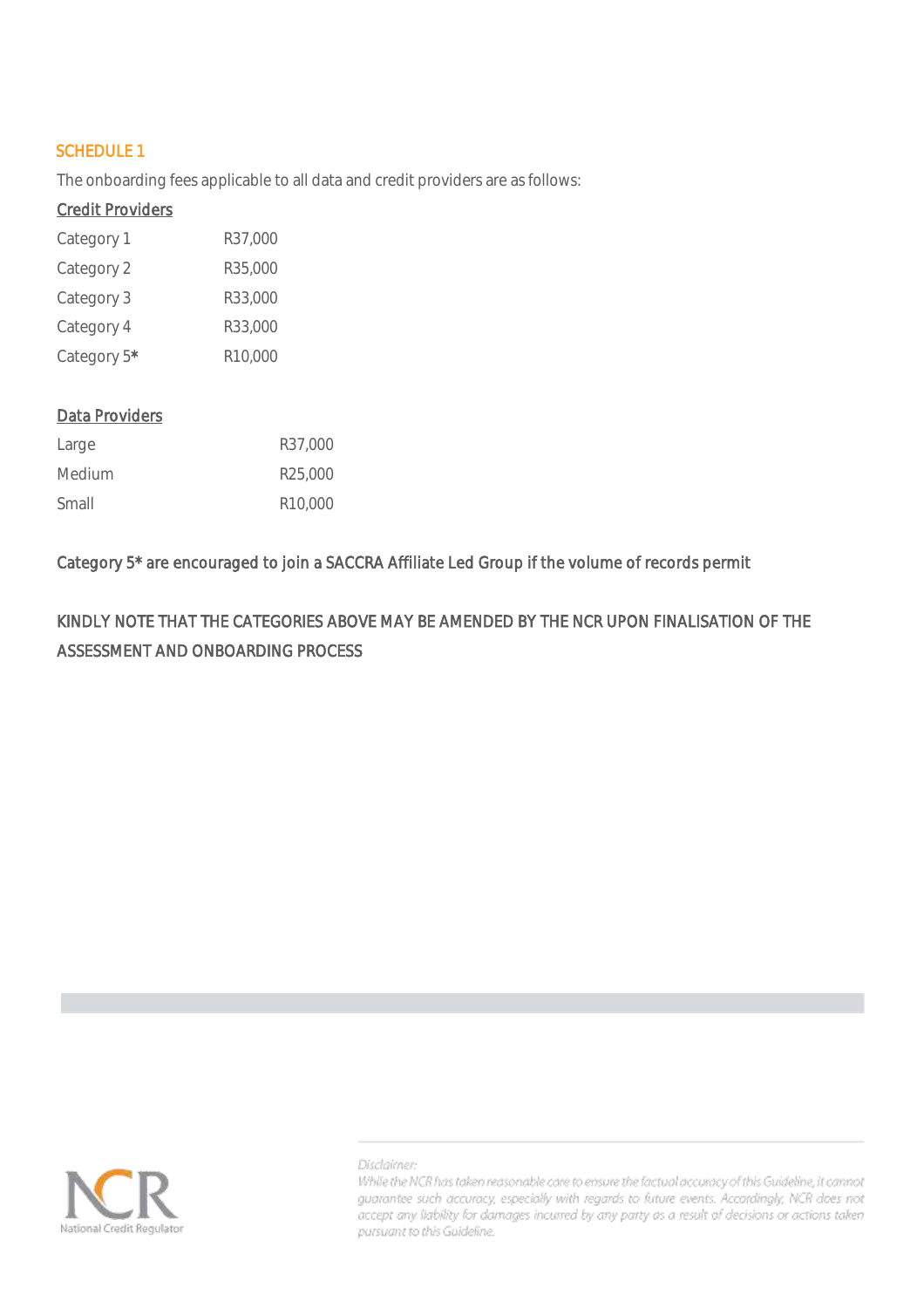## SCHEDULE 1

The onboarding fees applicable to all data and credit providers are as follows:

<u>Credit Providers</u>

| | |
|---|---|
| Category 1 | R37,000 |
| Category 2 | R35,000 |
| Category 3 | R33,000 |
| Category 4 | R33,000 |
| Category 5* | R10,000 |

<u>Data Providers</u>

| | |
|---|---|
| Large | R37,000 |
| Medium | R25,000 |
| Small | R10,000 |

Category 5* are encouraged to join a SACCRA Affiliate Led Group if the volume of records permit

KINDLY NOTE THAT THE CATEGORIES ABOVE MAY BE AMENDED BY THE NCR UPON FINALISATION OF THE ASSESSMENT AND ONBOARDING PROCESS

NCR
National Credit Regulator

*Disclaimer:*
*While the NCR has taken reasonable care to ensure the factual accuracy of this Guideline, it cannot guarantee such accuracy, especially with regards to future events. Accordingly, NCR does not accept any liability for damages incurred by any party as a result of decisions or actions taken pursuant to this Guideline.*